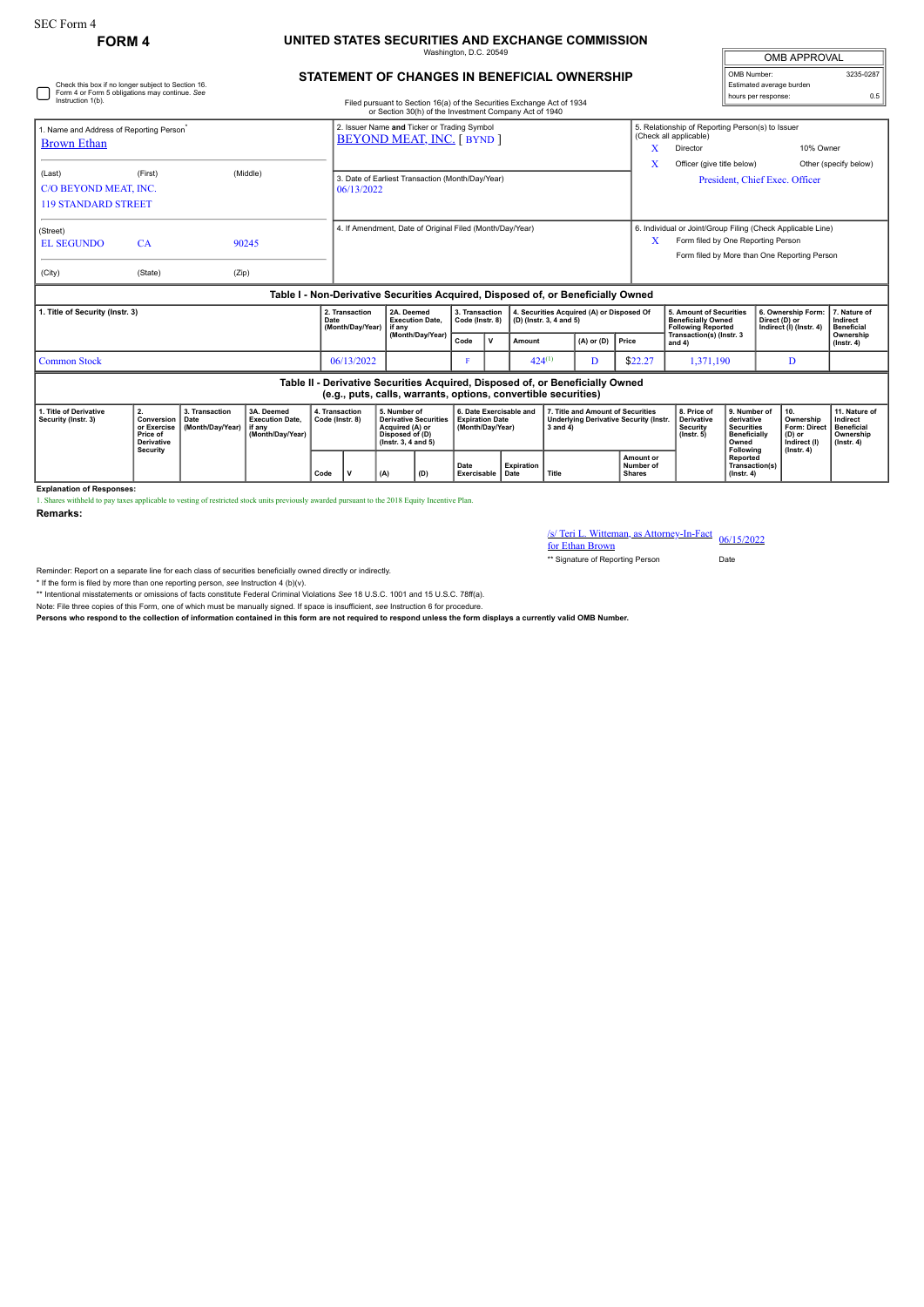SEC Form 4

**FORM 4**

# UNITED STATES SECURITIES AND EXCHANGE COMMISSION

Washington, D.C. 20549

## STATEMENT OF CHANGES IN BENEFICIAL OWNERSHIP

| OMB APPROVAL | |
|---|---|
| OMB Number: | 3235-0287 |
| Estimated average burden | |
| hours per response: | 0.5 |

☐ Check this box if no longer subject to Section 16. Form 4 or Form 5 obligations may continue. *See* Instruction 1(b).

Filed pursuant to Section 16(a) of the Securities Exchange Act of 1934 or Section 30(h) of the Investment Company Act of 1940

1. Name and Address of Reporting Person*
Brown Ethan

(Last) (First) (Middle)
C/O BEYOND MEAT, INC.
119 STANDARD STREET

(Street)
EL SEGUNDO CA 90245

(City) (State) (Zip)

2. Issuer Name **and** Ticker or Trading Symbol
BEYOND MEAT, INC. [ BYND ]

3. Date of Earliest Transaction (Month/Day/Year)
06/13/2022

4. If Amendment, Date of Original Filed (Month/Day/Year)

5. Relationship of Reporting Person(s) to Issuer (Check all applicable)
X Director
10% Owner
X Officer (give title below)
Other (specify below)
President, Chief Exec. Officer

6. Individual or Joint/Group Filing (Check Applicable Line)
X Form filed by One Reporting Person
Form filed by More than One Reporting Person

### Table I - Non-Derivative Securities Acquired, Disposed of, or Beneficially Owned

| 1. Title of Security (Instr. 3) | 2. Transaction Date (Month/Day/Year) | 2A. Deemed Execution Date, if any (Month/Day/Year) | 3. Transaction Code (Instr. 8) | | 4. Securities Acquired (A) or Disposed Of (D) (Instr. 3, 4 and 5) | | | 5. Amount of Securities Beneficially Owned Following Reported Transaction(s) (Instr. 3 and 4) | 6. Ownership Form: Direct (D) or Indirect (I) (Instr. 4) | 7. Nature of Indirect Beneficial Ownership (Instr. 4) |
|---|---|---|---|---|---|---|---|---|---|---|
| | | | Code | V | Amount | (A) or (D) | Price | | | |
| Common Stock | 06/13/2022 | | F | | 424[1] | D | $22.27 | 1,371,190 | D | |

### Table II - Derivative Securities Acquired, Disposed of, or Beneficially Owned (e.g., puts, calls, warrants, options, convertible securities)

| 1. Title of Derivative Security (Instr. 3) | 2. Conversion or Exercise Price of Derivative Security | 3. Transaction Date (Month/Day/Year) | 3A. Deemed Execution Date, if any (Month/Day/Year) | 4. Transaction Code (Instr. 8) | | 5. Number of Derivative Securities Acquired (A) or Disposed of (D) (Instr. 3, 4 and 5) | | 6. Date Exercisable and Expiration Date (Month/Day/Year) | | 7. Title and Amount of Securities Underlying Derivative Security (Instr. 3 and 4) | | 8. Price of Derivative Security (Instr. 5) | 9. Number of derivative Securities Beneficially Owned Following Reported Transaction(s) (Instr. 4) | 10. Ownership Form: Direct (D) or Indirect (I) (Instr. 4) | 11. Nature of Indirect Beneficial Ownership (Instr. 4) |
|---|---|---|---|---|---|---|---|---|---|---|---|---|---|---|---|
| | | | | Code | V | (A) | (D) | Date Exercisable | Expiration Date | Title | Amount or Number of Shares | | | | |

**Explanation of Responses:**

1. Shares withheld to pay taxes applicable to vesting of restricted stock units previously awarded pursuant to the 2018 Equity Incentive Plan.

**Remarks:**

/s/ Teri L. Witteman, as Attorney-In-Fact for Ethan Brown — 06/15/2022

** Signature of Reporting Person — Date

Reminder: Report on a separate line for each class of securities beneficially owned directly or indirectly.

* If the form is filed by more than one reporting person, *see* Instruction 4 (b)(v).

** Intentional misstatements or omissions of facts constitute Federal Criminal Violations *See* 18 U.S.C. 1001 and 15 U.S.C. 78ff(a).

Note: File three copies of this Form, one of which must be manually signed. If space is insufficient, *see* Instruction 6 for procedure.

**Persons who respond to the collection of information contained in this form are not required to respond unless the form displays a currently valid OMB Number.**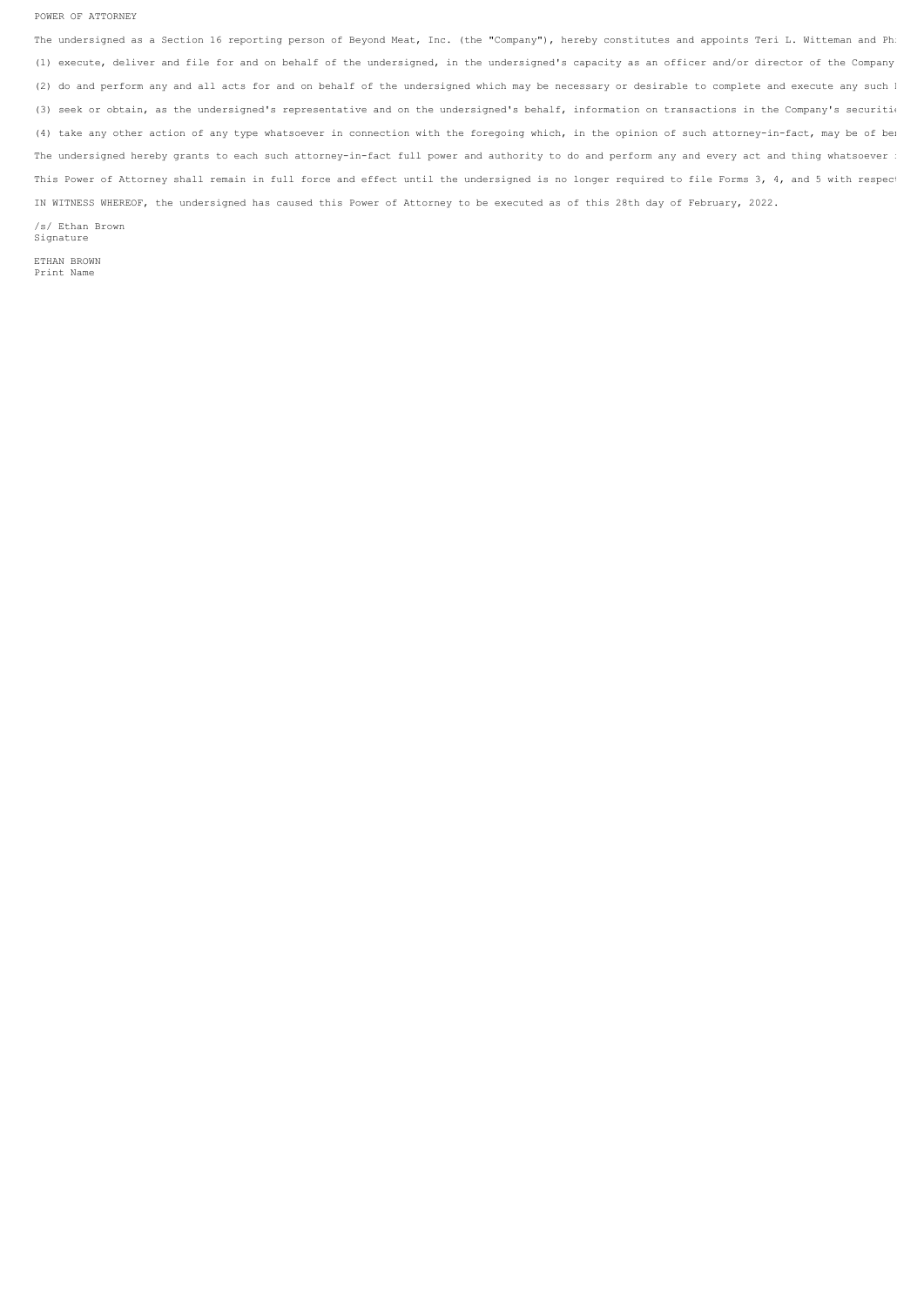POWER OF ATTORNEY

The undersigned as a Section 16 reporting person of Beyond Meat, Inc. (the "Company"), hereby constitutes and appoints Teri L. Witteman and Ph

(1) execute, deliver and file for and on behalf of the undersigned, in the undersigned's capacity as an officer and/or director of the Company

(2) do and perform any and all acts for and on behalf of the undersigned which may be necessary or desirable to complete and execute any such I

(3) seek or obtain, as the undersigned's representative and on the undersigned's behalf, information on transactions in the Company's securiti

(4) take any other action of any type whatsoever in connection with the foregoing which, in the opinion of such attorney-in-fact, may be of be

The undersigned hereby grants to each such attorney-in-fact full power and authority to do and perform any and every act and thing whatsoever

This Power of Attorney shall remain in full force and effect until the undersigned is no longer required to file Forms 3, 4, and 5 with respec

IN WITNESS WHEREOF, the undersigned has caused this Power of Attorney to be executed as of this 28th day of February, 2022.

/s/ Ethan Brown
Signature

ETHAN BROWN
Print Name